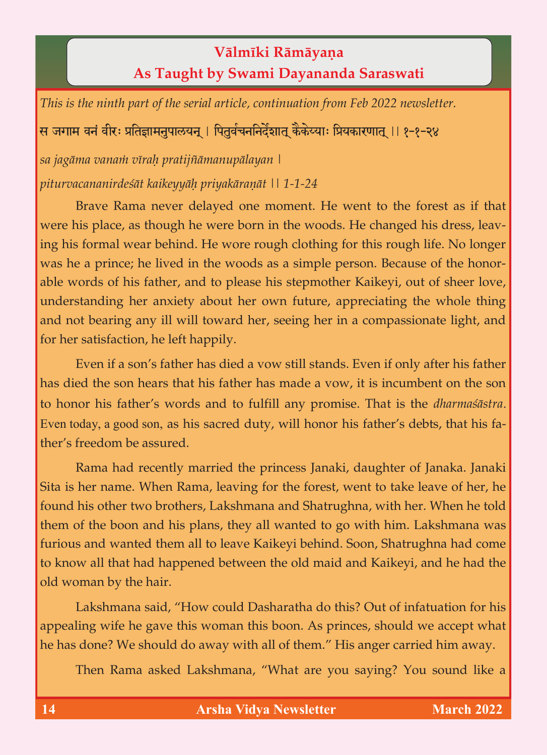## Vālmīki Rāmāyaṇa
## As Taught by Swami Dayananda Saraswati

*This is the ninth part of the serial article, continuation from Feb 2022 newsletter.*

स जगाम वनं वीरः प्रतिज्ञामनुपालयन् । पितुर्वचननिर्देशात् कैकेय्याः प्रियकारणात् ।। १-१-२४

*sa jagāma vanaṁ vīraḥ pratijñāmanupālayan |*

*piturvacananirdeśāt kaikeyyāḥ priyakāraṇāt || 1-1-24*

Brave Rama never delayed one moment. He went to the forest as if that were his place, as though he were born in the woods. He changed his dress, leaving his formal wear behind. He wore rough clothing for this rough life. No longer was he a prince; he lived in the woods as a simple person. Because of the honorable words of his father, and to please his stepmother Kaikeyi, out of sheer love, understanding her anxiety about her own future, appreciating the whole thing and not bearing any ill will toward her, seeing her in a compassionate light, and for her satisfaction, he left happily.

Even if a son's father has died a vow still stands. Even if only after his father has died the son hears that his father has made a vow, it is incumbent on the son to honor his father's words and to fulfill any promise. That is the *dharmaśāstra*. Even today, a good son, as his sacred duty, will honor his father's debts, that his father's freedom be assured.

Rama had recently married the princess Janaki, daughter of Janaka. Janaki Sita is her name. When Rama, leaving for the forest, went to take leave of her, he found his other two brothers, Lakshmana and Shatrughna, with her. When he told them of the boon and his plans, they all wanted to go with him. Lakshmana was furious and wanted them all to leave Kaikeyi behind. Soon, Shatrughna had come to know all that had happened between the old maid and Kaikeyi, and he had the old woman by the hair.

Lakshmana said, "How could Dasharatha do this? Out of infatuation for his appealing wife he gave this woman this boon. As princes, should we accept what he has done? We should do away with all of them." His anger carried him away.

Then Rama asked Lakshmana, "What are you saying? You sound like a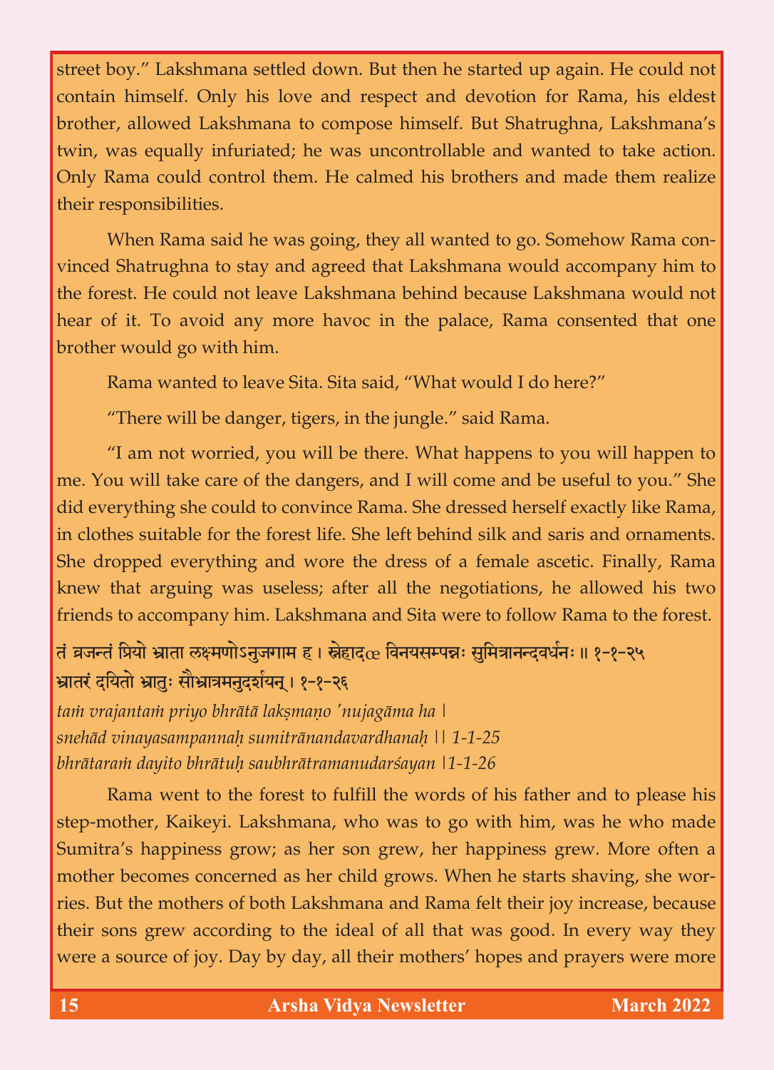street boy." Lakshmana settled down. But then he started up again. He could not contain himself. Only his love and respect and devotion for Rama, his eldest brother, allowed Lakshmana to compose himself. But Shatrughna, Lakshmana's twin, was equally infuriated; he was uncontrollable and wanted to take action. Only Rama could control them. He calmed his brothers and made them realize their responsibilities.

When Rama said he was going, they all wanted to go. Somehow Rama convinced Shatrughna to stay and agreed that Lakshmana would accompany him to the forest. He could not leave Lakshmana behind because Lakshmana would not hear of it. To avoid any more havoc in the palace, Rama consented that one brother would go with him.

Rama wanted to leave Sita. Sita said, "What would I do here?"

"There will be danger, tigers, in the jungle." said Rama.

"I am not worried, you will be there. What happens to you will happen to me. You will take care of the dangers, and I will come and be useful to you." She did everything she could to convince Rama. She dressed herself exactly like Rama, in clothes suitable for the forest life. She left behind silk and saris and ornaments. She dropped everything and wore the dress of a female ascetic. Finally, Rama knew that arguing was useless; after all the negotiations, he allowed his two friends to accompany him. Lakshmana and Sita were to follow Rama to the forest.

तं व्रजन्तं प्रियो भ्राता लक्ष्मणोऽनुजगाम ह । स्नेहाद्œ विनयसम्पन्नः सुमित्रानन्दवर्धनः ॥ १-१-२५
भ्रातरं दयितो भ्रातुः सौभ्रात्रमनुदर्शयन् । १-१-२६

*taṁ vrajantaṁ priyo bhrātā lakṣmaṇo 'nujagāma ha |*
*snehād vinayasampannaḥ sumitrānandavardhanaḥ || 1-1-25*
*bhrātaraṁ dayito bhrātuḥ saubhrātramanudarśayan |1-1-26*

Rama went to the forest to fulfill the words of his father and to please his step-mother, Kaikeyi. Lakshmana, who was to go with him, was he who made Sumitra's happiness grow; as her son grew, her happiness grew. More often a mother becomes concerned as her child grows. When he starts shaving, she worries. But the mothers of both Lakshmana and Rama felt their joy increase, because their sons grew according to the ideal of all that was good. In every way they were a source of joy. Day by day, all their mothers' hopes and prayers were more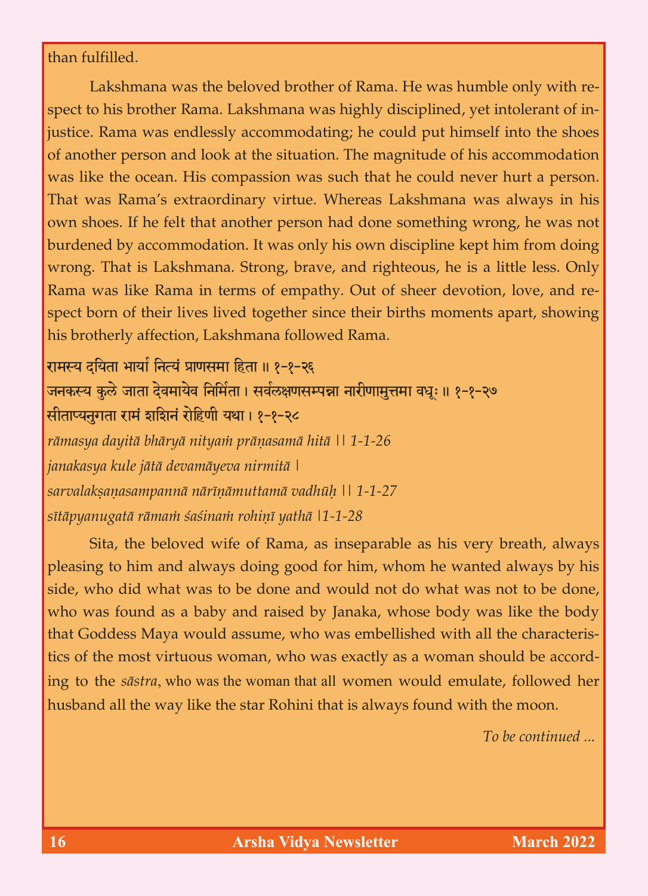than fulfilled.

Lakshmana was the beloved brother of Rama. He was humble only with respect to his brother Rama. Lakshmana was highly disciplined, yet intolerant of injustice. Rama was endlessly accommodating; he could put himself into the shoes of another person and look at the situation. The magnitude of his accommodation was like the ocean. His compassion was such that he could never hurt a person. That was Rama's extraordinary virtue. Whereas Lakshmana was always in his own shoes. If he felt that another person had done something wrong, he was not burdened by accommodation. It was only his own discipline kept him from doing wrong. That is Lakshmana. Strong, brave, and righteous, he is a little less. Only Rama was like Rama in terms of empathy. Out of sheer devotion, love, and respect born of their lives lived together since their births moments apart, showing his brotherly affection, Lakshmana followed Rama.

रामस्य दयिता भार्या नित्यं प्राणसमा हिता ॥ १-१-२६
जनकस्य कुले जाता देवमायेव निर्मिता । सर्वलक्षणसम्पन्ना नारीणामुत्तमा वधूः ॥ १-१-२७
सीताप्यनुगता रामं शशिनं रोहिणी यथा । १-१-२८

*rāmasya dayitā bhāryā nityaṁ prāṇasamā hitā || 1-1-26*
*janakasya kule jātā devamāyeva nirmitā |*
*sarvalakṣaṇasampannā nārīṇāmuttamā vadhūḥ || 1-1-27*
*sītāpyanugatā rāmaṁ śaśinaṁ rohiṇī yathā |1-1-28*

Sita, the beloved wife of Rama, as inseparable as his very breath, always pleasing to him and always doing good for him, whom he wanted always by his side, who did what was to be done and would not do what was not to be done, who was found as a baby and raised by Janaka, whose body was like the body that Goddess Maya would assume, who was embellished with all the characteristics of the most virtuous woman, who was exactly as a woman should be according to the *sāstra*, who was the woman that all women would emulate, followed her husband all the way like the star Rohini that is always found with the moon.

*To be continued ...*